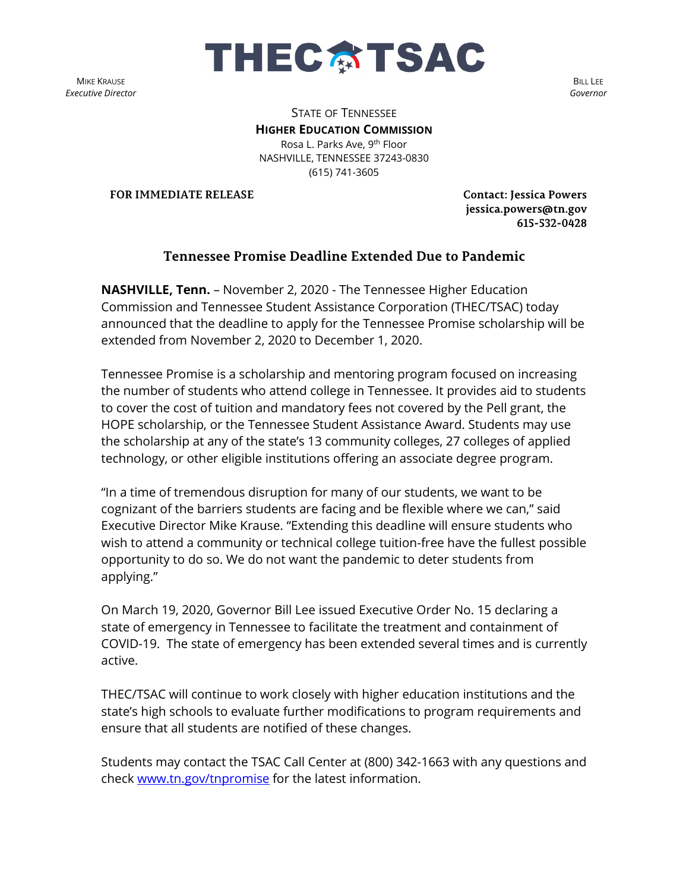THEC TSAC

MIKE KRAUSE
*Executive Director*

BILL LEE
*Governor*

STATE OF TENNESSEE
**HIGHER EDUCATION COMMISSION**
Rosa L. Parks Ave, 9th Floor
NASHVILLE, TENNESSEE 37243-0830
(615) 741-3605

**FOR IMMEDIATE RELEASE**

**Contact: Jessica Powers**
**jessica.powers@tn.gov**
**615-532-0428**

## Tennessee Promise Deadline Extended Due to Pandemic

**NASHVILLE, Tenn.** – November 2, 2020 - The Tennessee Higher Education Commission and Tennessee Student Assistance Corporation (THEC/TSAC) today announced that the deadline to apply for the Tennessee Promise scholarship will be extended from November 2, 2020 to December 1, 2020.

Tennessee Promise is a scholarship and mentoring program focused on increasing the number of students who attend college in Tennessee. It provides aid to students to cover the cost of tuition and mandatory fees not covered by the Pell grant, the HOPE scholarship, or the Tennessee Student Assistance Award. Students may use the scholarship at any of the state's 13 community colleges, 27 colleges of applied technology, or other eligible institutions offering an associate degree program.

"In a time of tremendous disruption for many of our students, we want to be cognizant of the barriers students are facing and be flexible where we can," said Executive Director Mike Krause. "Extending this deadline will ensure students who wish to attend a community or technical college tuition-free have the fullest possible opportunity to do so. We do not want the pandemic to deter students from applying."

On March 19, 2020, Governor Bill Lee issued Executive Order No. 15 declaring a state of emergency in Tennessee to facilitate the treatment and containment of COVID-19. The state of emergency has been extended several times and is currently active.

THEC/TSAC will continue to work closely with higher education institutions and the state's high schools to evaluate further modifications to program requirements and ensure that all students are notified of these changes.

Students may contact the TSAC Call Center at (800) 342-1663 with any questions and check [www.tn.gov/tnpromise](www.tn.gov/tnpromise) for the latest information.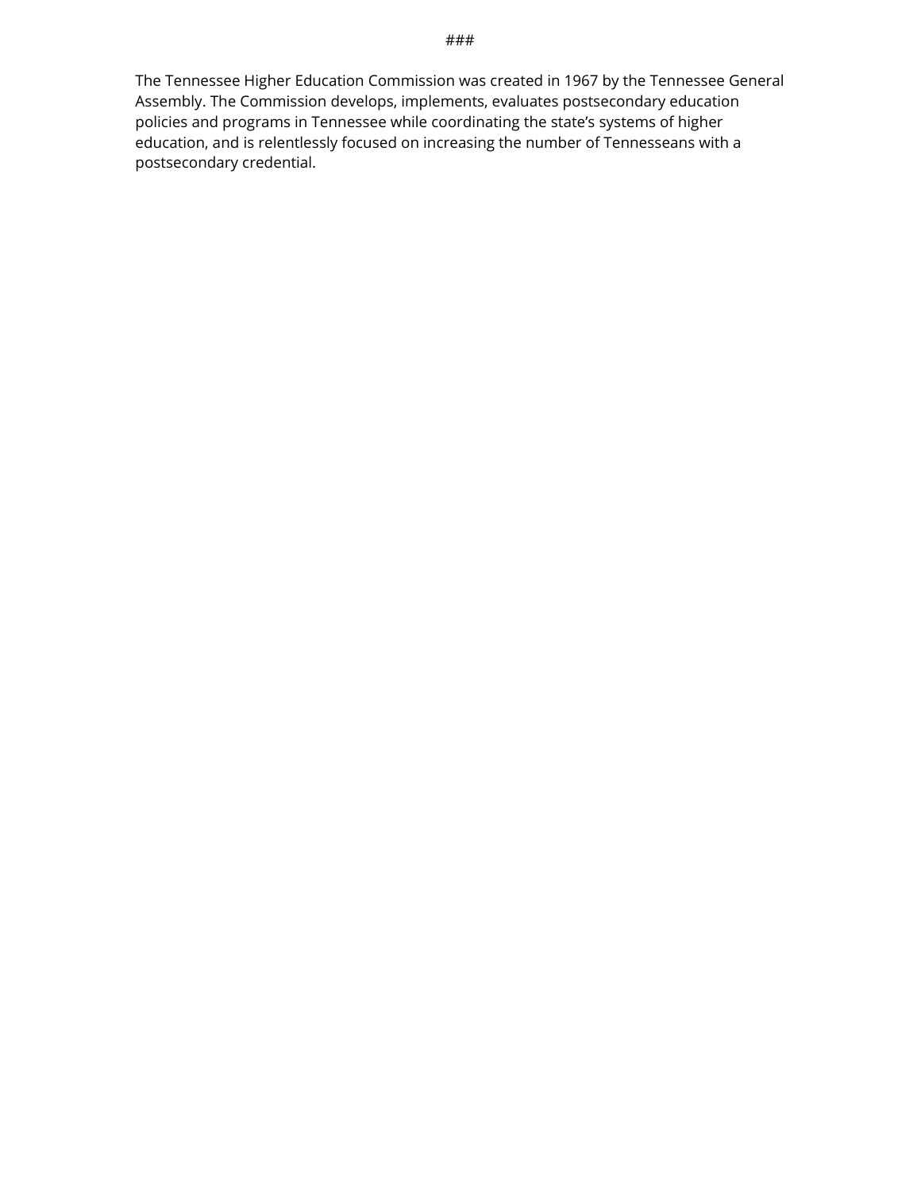###

The Tennessee Higher Education Commission was created in 1967 by the Tennessee General Assembly. The Commission develops, implements, evaluates postsecondary education policies and programs in Tennessee while coordinating the state's systems of higher education, and is relentlessly focused on increasing the number of Tennesseans with a postsecondary credential.